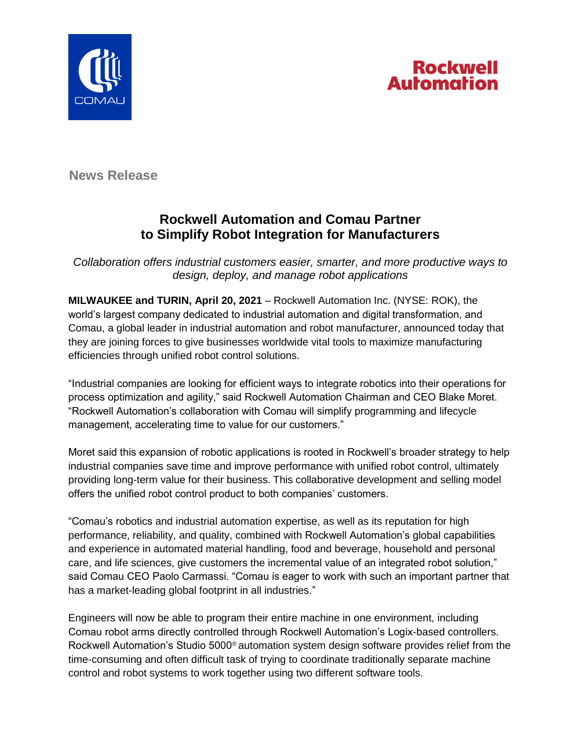**News Release**

# Rockwell Automation and Comau Partner to Simplify Robot Integration for Manufacturers

*Collaboration offers industrial customers easier, smarter, and more productive ways to design, deploy, and manage robot applications*

**MILWAUKEE and TURIN, April 20, 2021** – Rockwell Automation Inc. (NYSE: ROK), the world's largest company dedicated to industrial automation and digital transformation, and Comau, a global leader in industrial automation and robot manufacturer, announced today that they are joining forces to give businesses worldwide vital tools to maximize manufacturing efficiencies through unified robot control solutions.

"Industrial companies are looking for efficient ways to integrate robotics into their operations for process optimization and agility," said Rockwell Automation Chairman and CEO Blake Moret. "Rockwell Automation's collaboration with Comau will simplify programming and lifecycle management, accelerating time to value for our customers."

Moret said this expansion of robotic applications is rooted in Rockwell's broader strategy to help industrial companies save time and improve performance with unified robot control, ultimately providing long-term value for their business. This collaborative development and selling model offers the unified robot control product to both companies' customers.

"Comau's robotics and industrial automation expertise, as well as its reputation for high performance, reliability, and quality, combined with Rockwell Automation's global capabilities and experience in automated material handling, food and beverage, household and personal care, and life sciences, give customers the incremental value of an integrated robot solution," said Comau CEO Paolo Carmassi. "Comau is eager to work with such an important partner that has a market-leading global footprint in all industries."

Engineers will now be able to program their entire machine in one environment, including Comau robot arms directly controlled through Rockwell Automation's Logix-based controllers. Rockwell Automation's Studio 5000® automation system design software provides relief from the time-consuming and often difficult task of trying to coordinate traditionally separate machine control and robot systems to work together using two different software tools.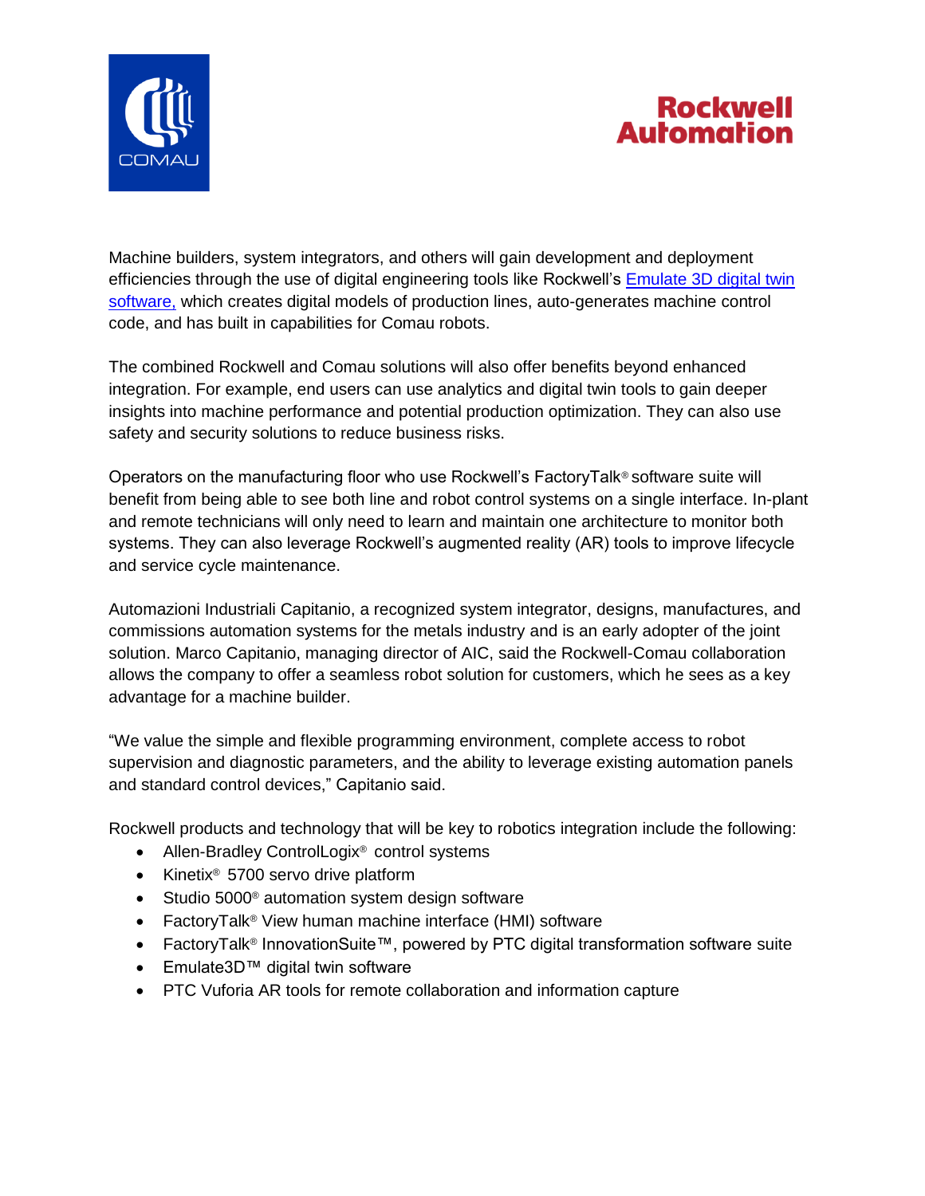Machine builders, system integrators, and others will gain development and deployment efficiencies through the use of digital engineering tools like Rockwell's [Emulate 3D digital twin software,](#) which creates digital models of production lines, auto-generates machine control code, and has built in capabilities for Comau robots.

The combined Rockwell and Comau solutions will also offer benefits beyond enhanced integration. For example, end users can use analytics and digital twin tools to gain deeper insights into machine performance and potential production optimization. They can also use safety and security solutions to reduce business risks.

Operators on the manufacturing floor who use Rockwell's FactoryTalk® software suite will benefit from being able to see both line and robot control systems on a single interface. In-plant and remote technicians will only need to learn and maintain one architecture to monitor both systems. They can also leverage Rockwell's augmented reality (AR) tools to improve lifecycle and service cycle maintenance.

Automazioni Industriali Capitanio, a recognized system integrator, designs, manufactures, and commissions automation systems for the metals industry and is an early adopter of the joint solution. Marco Capitanio, managing director of AIC, said the Rockwell-Comau collaboration allows the company to offer a seamless robot solution for customers, which he sees as a key advantage for a machine builder.

"We value the simple and flexible programming environment, complete access to robot supervision and diagnostic parameters, and the ability to leverage existing automation panels and standard control devices," Capitanio said.

Rockwell products and technology that will be key to robotics integration include the following:

- Allen-Bradley ControlLogix® control systems
- Kinetix® 5700 servo drive platform
- Studio 5000® automation system design software
- FactoryTalk® View human machine interface (HMI) software
- FactoryTalk® InnovationSuite™, powered by PTC digital transformation software suite
- Emulate3D™ digital twin software
- PTC Vuforia AR tools for remote collaboration and information capture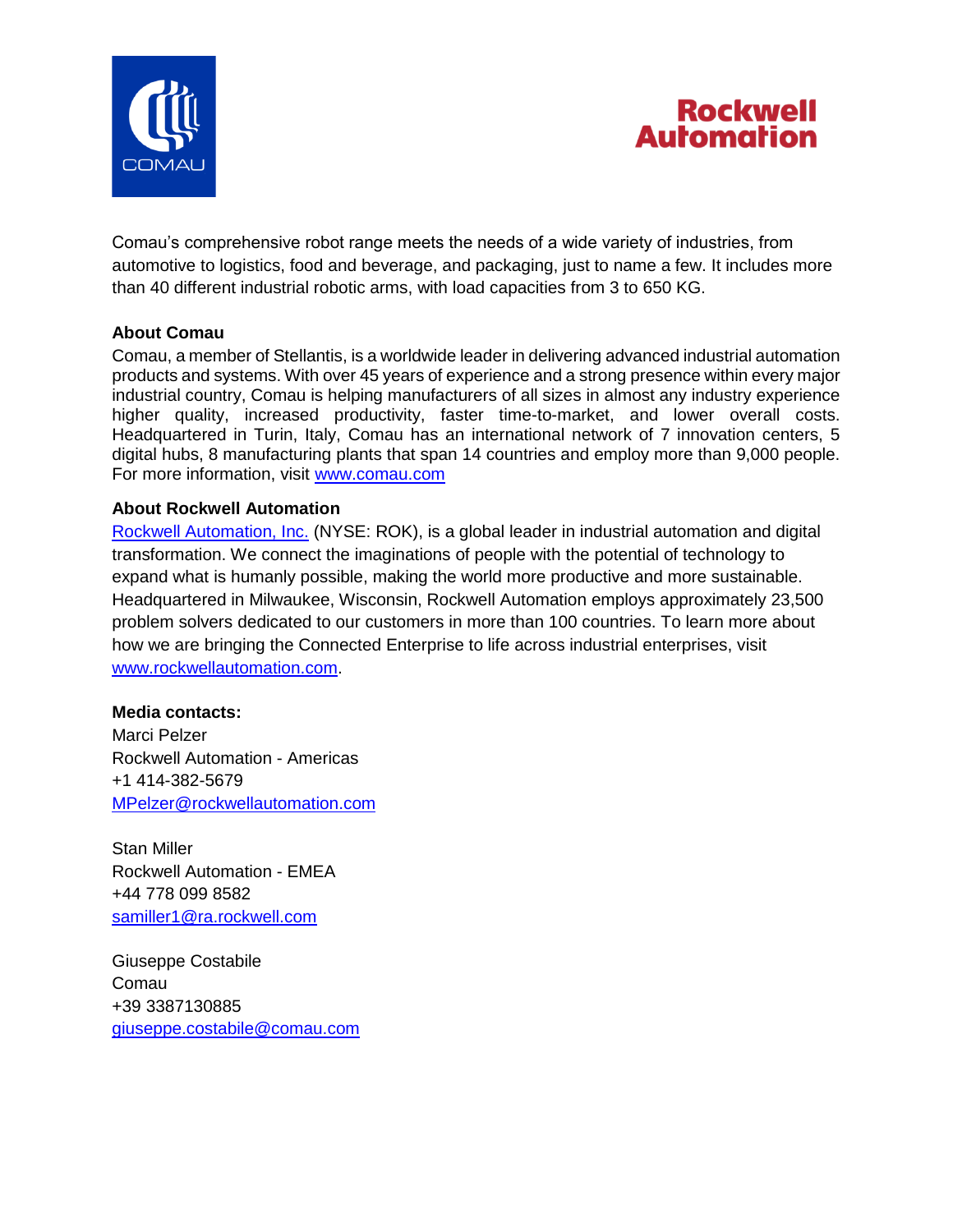Comau's comprehensive robot range meets the needs of a wide variety of industries, from automotive to logistics, food and beverage, and packaging, just to name a few. It includes more than 40 different industrial robotic arms, with load capacities from 3 to 650 KG.

**About Comau**

Comau, a member of Stellantis, is a worldwide leader in delivering advanced industrial automation products and systems. With over 45 years of experience and a strong presence within every major industrial country, Comau is helping manufacturers of all sizes in almost any industry experience higher quality, increased productivity, faster time-to-market, and lower overall costs. Headquartered in Turin, Italy, Comau has an international network of 7 innovation centers, 5 digital hubs, 8 manufacturing plants that span 14 countries and employ more than 9,000 people. For more information, visit www.comau.com

**About Rockwell Automation**

Rockwell Automation, Inc. (NYSE: ROK), is a global leader in industrial automation and digital transformation. We connect the imaginations of people with the potential of technology to expand what is humanly possible, making the world more productive and more sustainable. Headquartered in Milwaukee, Wisconsin, Rockwell Automation employs approximately 23,500 problem solvers dedicated to our customers in more than 100 countries. To learn more about how we are bringing the Connected Enterprise to life across industrial enterprises, visit www.rockwellautomation.com.

**Media contacts:**

Marci Pelzer
Rockwell Automation - Americas
+1 414-382-5679
MPelzer@rockwellautomation.com

Stan Miller
Rockwell Automation - EMEA
+44 778 099 8582
samiller1@ra.rockwell.com

Giuseppe Costabile
Comau
+39 3387130885
giuseppe.costabile@comau.com